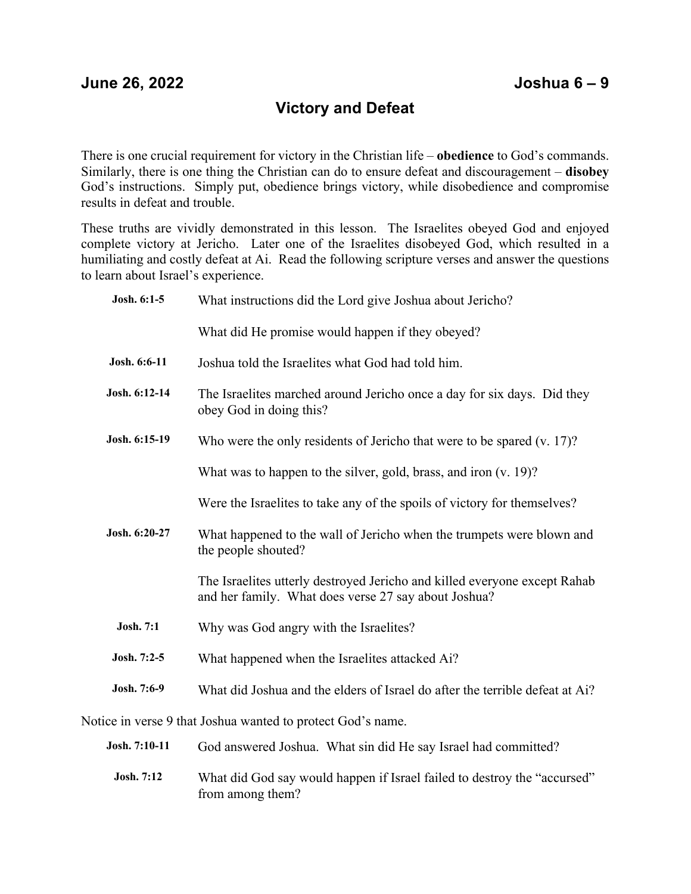**June 26, 2022** **Joshua 6 – 9**

# Victory and Defeat

There is one crucial requirement for victory in the Christian life – **obedience** to God's commands. Similarly, there is one thing the Christian can do to ensure defeat and discouragement – **disobey** God's instructions. Simply put, obedience brings victory, while disobedience and compromise results in defeat and trouble.

These truths are vividly demonstrated in this lesson. The Israelites obeyed God and enjoyed complete victory at Jericho. Later one of the Israelites disobeyed God, which resulted in a humiliating and costly defeat at Ai. Read the following scripture verses and answer the questions to learn about Israel's experience.

**Josh. 6:1-5** What instructions did the Lord give Joshua about Jericho?

What did He promise would happen if they obeyed?

**Josh. 6:6-11** Joshua told the Israelites what God had told him.

**Josh. 6:12-14** The Israelites marched around Jericho once a day for six days. Did they obey God in doing this?

**Josh. 6:15-19** Who were the only residents of Jericho that were to be spared (v. 17)?

What was to happen to the silver, gold, brass, and iron (v. 19)?

Were the Israelites to take any of the spoils of victory for themselves?

**Josh. 6:20-27** What happened to the wall of Jericho when the trumpets were blown and the people shouted?

The Israelites utterly destroyed Jericho and killed everyone except Rahab and her family. What does verse 27 say about Joshua?

**Josh. 7:1** Why was God angry with the Israelites?

**Josh. 7:2-5** What happened when the Israelites attacked Ai?

**Josh. 7:6-9** What did Joshua and the elders of Israel do after the terrible defeat at Ai?

Notice in verse 9 that Joshua wanted to protect God's name.

**Josh. 7:10-11** God answered Joshua. What sin did He say Israel had committed?

**Josh. 7:12** What did God say would happen if Israel failed to destroy the "accursed" from among them?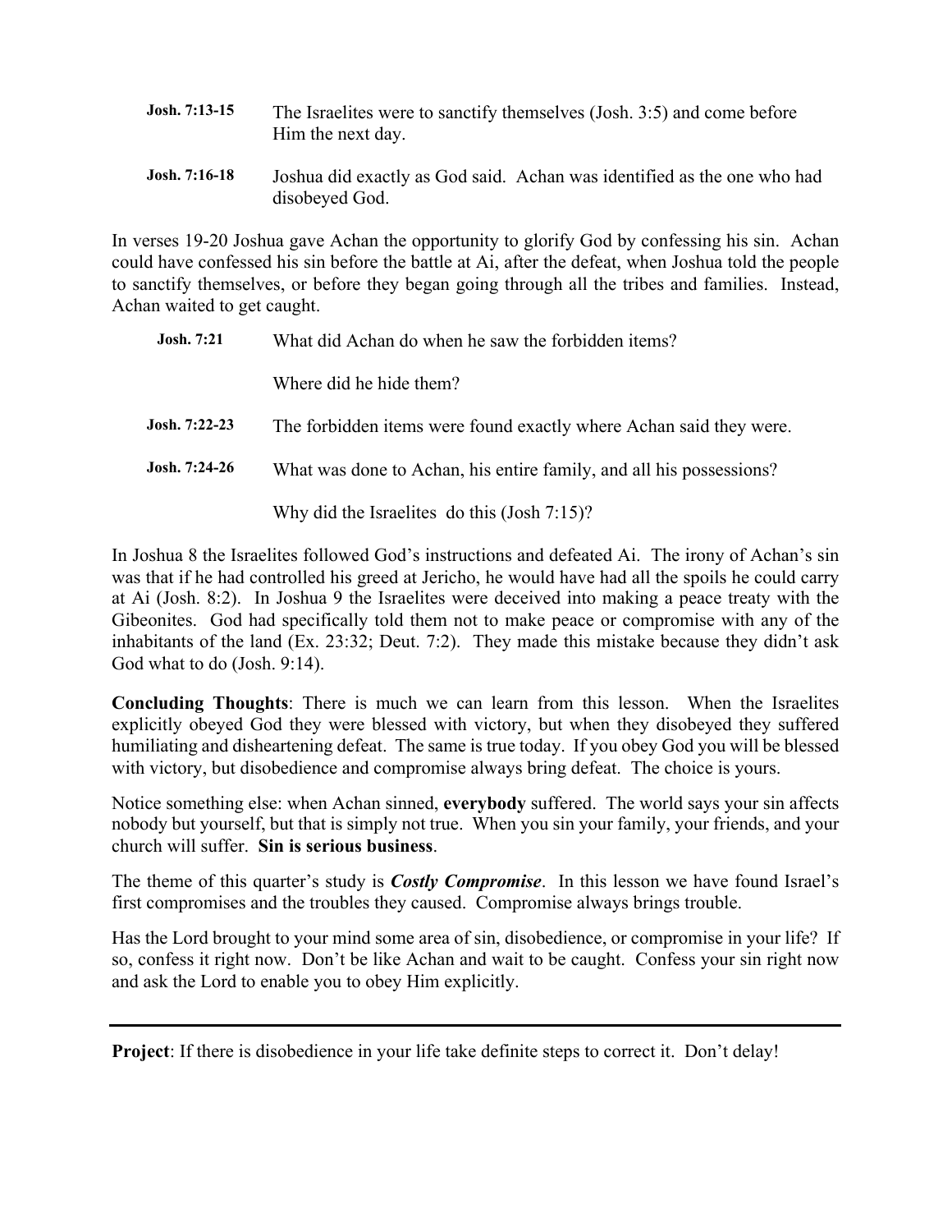**Josh. 7:13-15** The Israelites were to sanctify themselves (Josh. 3:5) and come before Him the next day.

**Josh. 7:16-18** Joshua did exactly as God said. Achan was identified as the one who had disobeyed God.

In verses 19-20 Joshua gave Achan the opportunity to glorify God by confessing his sin. Achan could have confessed his sin before the battle at Ai, after the defeat, when Joshua told the people to sanctify themselves, or before they began going through all the tribes and families. Instead, Achan waited to get caught.

**Josh. 7:21** What did Achan do when he saw the forbidden items?

Where did he hide them?

**Josh. 7:22-23** The forbidden items were found exactly where Achan said they were.

**Josh. 7:24-26** What was done to Achan, his entire family, and all his possessions?

Why did the Israelites do this (Josh 7:15)?

In Joshua 8 the Israelites followed God's instructions and defeated Ai. The irony of Achan's sin was that if he had controlled his greed at Jericho, he would have had all the spoils he could carry at Ai (Josh. 8:2). In Joshua 9 the Israelites were deceived into making a peace treaty with the Gibeonites. God had specifically told them not to make peace or compromise with any of the inhabitants of the land (Ex. 23:32; Deut. 7:2). They made this mistake because they didn't ask God what to do (Josh. 9:14).

**Concluding Thoughts**: There is much we can learn from this lesson. When the Israelites explicitly obeyed God they were blessed with victory, but when they disobeyed they suffered humiliating and disheartening defeat. The same is true today. If you obey God you will be blessed with victory, but disobedience and compromise always bring defeat. The choice is yours.

Notice something else: when Achan sinned, **everybody** suffered. The world says your sin affects nobody but yourself, but that is simply not true. When you sin your family, your friends, and your church will suffer. **Sin is serious business**.

The theme of this quarter's study is ***Costly Compromise***. In this lesson we have found Israel's first compromises and the troubles they caused. Compromise always brings trouble.

Has the Lord brought to your mind some area of sin, disobedience, or compromise in your life? If so, confess it right now. Don't be like Achan and wait to be caught. Confess your sin right now and ask the Lord to enable you to obey Him explicitly.

---

**Project**: If there is disobedience in your life take definite steps to correct it. Don't delay!